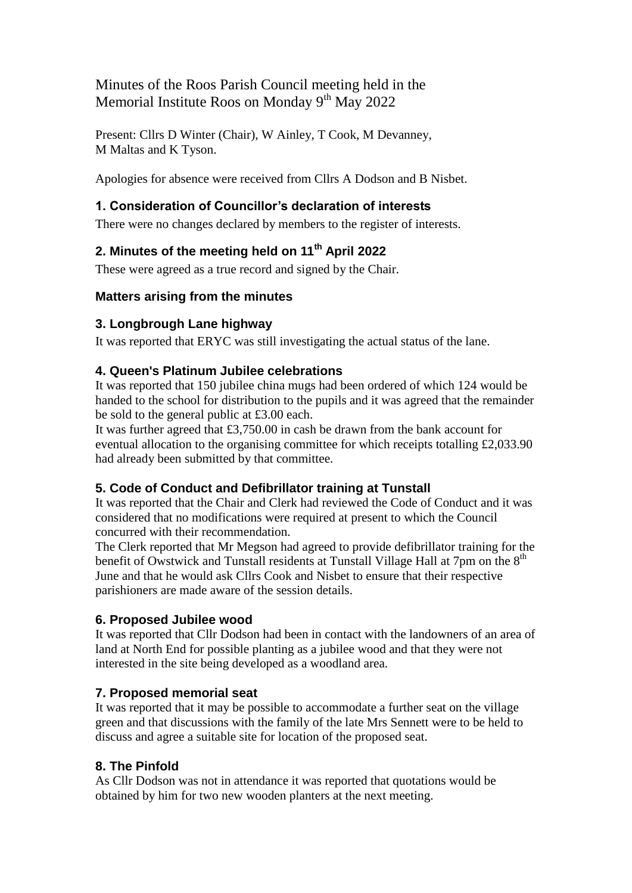# Minutes of the Roos Parish Council meeting held in the Memorial Institute Roos on Monday 9th May 2022

Present: Cllrs D Winter (Chair), W Ainley, T Cook, M Devanney, M Maltas and K Tyson.

Apologies for absence were received from Cllrs A Dodson and B Nisbet.

### 1. Consideration of Councillor's declaration of interests

There were no changes declared by members to the register of interests.

### 2. Minutes of the meeting held on 11th April 2022

These were agreed as a true record and signed by the Chair.

### Matters arising from the minutes

### 3. Longbrough Lane highway

It was reported that ERYC was still investigating the actual status of the lane.

### 4. Queen's Platinum Jubilee celebrations

It was reported that 150 jubilee china mugs had been ordered of which 124 would be handed to the school for distribution to the pupils and it was agreed that the remainder be sold to the general public at £3.00 each.

It was further agreed that £3,750.00 in cash be drawn from the bank account for eventual allocation to the organising committee for which receipts totalling £2,033.90 had already been submitted by that committee.

### 5. Code of Conduct and Defibrillator training at Tunstall

It was reported that the Chair and Clerk had reviewed the Code of Conduct and it was considered that no modifications were required at present to which the Council concurred with their recommendation.

The Clerk reported that Mr Megson had agreed to provide defibrillator training for the benefit of Owstwick and Tunstall residents at Tunstall Village Hall at 7pm on the 8th June and that he would ask Cllrs Cook and Nisbet to ensure that their respective parishioners are made aware of the session details.

### 6. Proposed Jubilee wood

It was reported that Cllr Dodson had been in contact with the landowners of an area of land at North End for possible planting as a jubilee wood and that they were not interested in the site being developed as a woodland area.

### 7. Proposed memorial seat

It was reported that it may be possible to accommodate a further seat on the village green and that discussions with the family of the late Mrs Sennett were to be held to discuss and agree a suitable site for location of the proposed seat.

### 8. The Pinfold

As Cllr Dodson was not in attendance it was reported that quotations would be obtained by him for two new wooden planters at the next meeting.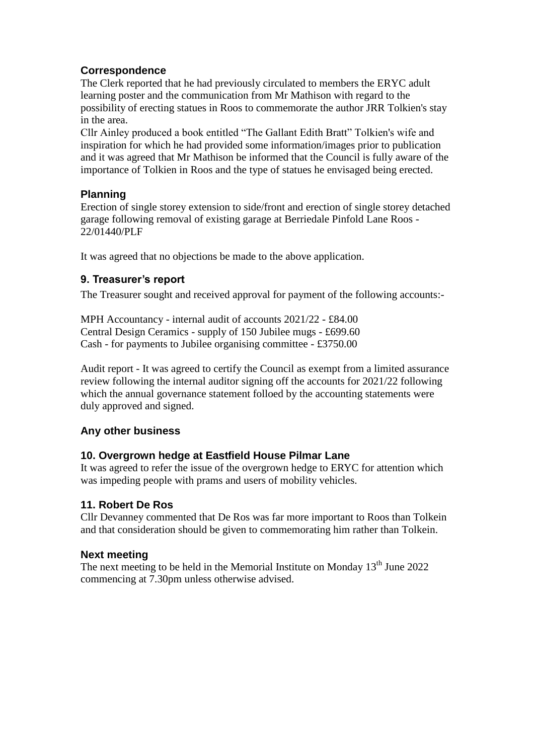### Correspondence

The Clerk reported that he had previously circulated to members the ERYC adult learning poster and the communication from Mr Mathison with regard to the possibility of erecting statues in Roos to commemorate the author JRR Tolkien's stay in the area.

Cllr Ainley produced a book entitled "The Gallant Edith Bratt" Tolkien's wife and inspiration for which he had provided some information/images prior to publication and it was agreed that Mr Mathison be informed that the Council is fully aware of the importance of Tolkien in Roos and the type of statues he envisaged being erected.

### Planning

Erection of single storey extension to side/front and erection of single storey detached garage following removal of existing garage at Berriedale Pinfold Lane Roos - 22/01440/PLF

It was agreed that no objections be made to the above application.

### 9. Treasurer's report

The Treasurer sought and received approval for payment of the following accounts:-

MPH Accountancy - internal audit of accounts 2021/22 - £84.00
Central Design Ceramics - supply of 150 Jubilee mugs - £699.60
Cash - for payments to Jubilee organising committee - £3750.00

Audit report - It was agreed to certify the Council as exempt from a limited assurance review following the internal auditor signing off the accounts for 2021/22 following which the annual governance statement folloed by the accounting statements were duly approved and signed.

### Any other business

### 10. Overgrown hedge at Eastfield House Pilmar Lane

It was agreed to refer the issue of the overgrown hedge to ERYC for attention which was impeding people with prams and users of mobility vehicles.

### 11. Robert De Ros

Cllr Devanney commented that De Ros was far more important to Roos than Tolkein and that consideration should be given to commemorating him rather than Tolkein.

### Next meeting

The next meeting to be held in the Memorial Institute on Monday 13th June 2022 commencing at 7.30pm unless otherwise advised.